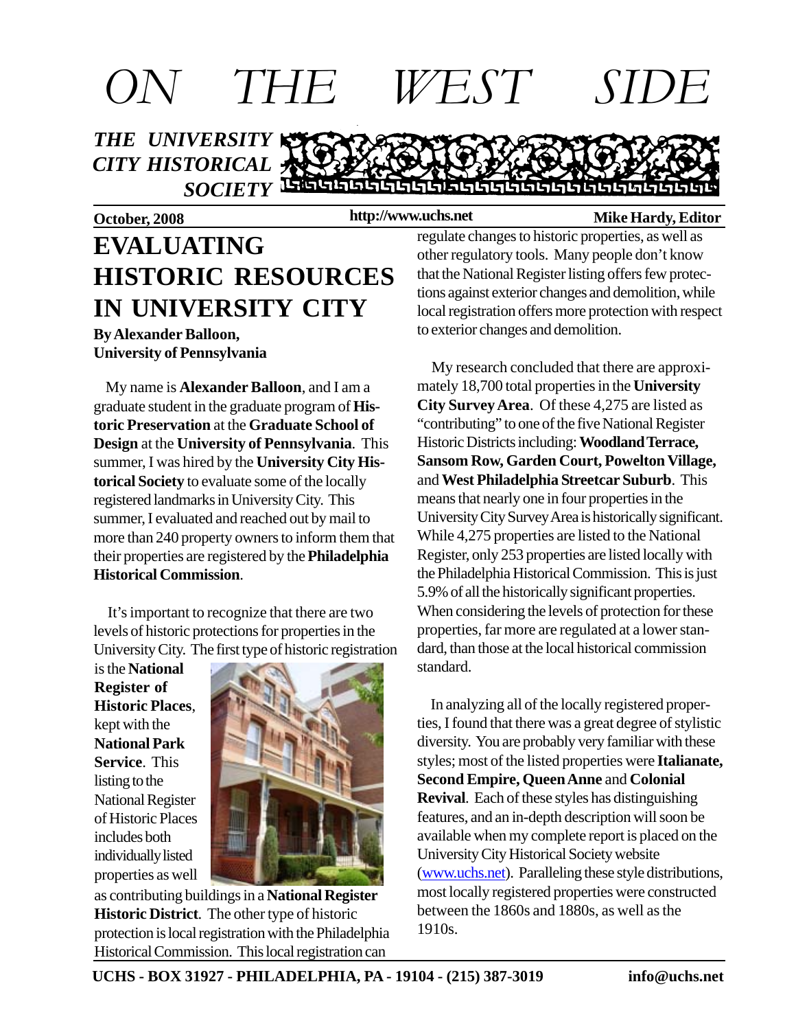# ON THE WEST SIDE

***THE UNIVERSITY CITY HISTORICAL SOCIETY***

**October, 2008** **http://www.uchs.net** **Mike Hardy, Editor**

## EVALUATING HISTORIC RESOURCES IN UNIVERSITY CITY

**By Alexander Balloon, University of Pennsylvania**

My name is **Alexander Balloon**, and I am a graduate student in the graduate program of **Historic Preservation** at the **Graduate School of Design** at the **University of Pennsylvania**. This summer, I was hired by the **University City Historical Society** to evaluate some of the locally registered landmarks in University City. This summer, I evaluated and reached out by mail to more than 240 property owners to inform them that their properties are registered by the **Philadelphia Historical Commission**.

It's important to recognize that there are two levels of historic protections for properties in the University City. The first type of historic registration is the **National Register of Historic Places**, kept with the **National Park Service**. This listing to the National Register of Historic Places includes both individually listed properties as well as contributing buildings in a **National Register Historic District**. The other type of historic protection is local registration with the Philadelphia Historical Commission. This local registration can regulate changes to historic properties, as well as other regulatory tools. Many people don't know that the National Register listing offers few protections against exterior changes and demolition, while local registration offers more protection with respect to exterior changes and demolition.

My research concluded that there are approximately 18,700 total properties in the **University City Survey Area**. Of these 4,275 are listed as "contributing" to one of the five National Register Historic Districts including: **Woodland Terrace, Sansom Row, Garden Court, Powelton Village,** and **West Philadelphia Streetcar Suburb**. This means that nearly one in four properties in the University City Survey Area is historically significant. While 4,275 properties are listed to the National Register, only 253 properties are listed locally with the Philadelphia Historical Commission. This is just 5.9% of all the historically significant properties. When considering the levels of protection for these properties, far more are regulated at a lower standard, than those at the local historical commission standard.

In analyzing all of the locally registered properties, I found that there was a great degree of stylistic diversity. You are probably very familiar with these styles; most of the listed properties were **Italianate, Second Empire, Queen Anne** and **Colonial Revival**. Each of these styles has distinguishing features, and an in-depth description will soon be available when my complete report is placed on the University City Historical Society website (www.uchs.net). Paralleling these style distributions, most locally registered properties were constructed between the 1860s and 1880s, as well as the 1910s.

UCHS - BOX 31927 - PHILADELPHIA, PA - 19104 - (215) 387-3019 info@uchs.net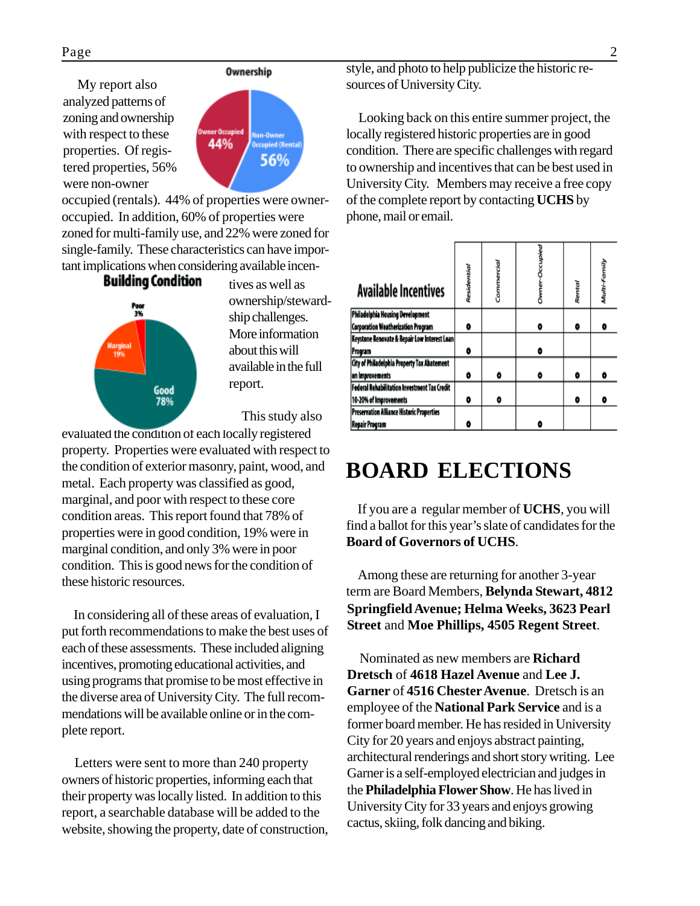My report also analyzed patterns of zoning and ownership with respect to these properties. Of registered properties, 56% were non-owner occupied (rentals). 44% of properties were owner-occupied. In addition, 60% of properties were zoned for multi-family use, and 22% were zoned for single-family. These characteristics can have important implications when considering available incentives as well as ownership/stewardship challenges. More information about this will available in the full report.

This study also evaluated the condition of each locally registered property. Properties were evaluated with respect to the condition of exterior masonry, paint, wood, and metal. Each property was classified as good, marginal, and poor with respect to these core condition areas. This report found that 78% of properties were in good condition, 19% were in marginal condition, and only 3% were in poor condition. This is good news for the condition of these historic resources.

In considering all of these areas of evaluation, I put forth recommendations to make the best uses of each of these assessments. These included aligning incentives, promoting educational activities, and using programs that promise to be most effective in the diverse area of University City. The full recommendations will be available online or in the complete report.

Letters were sent to more than 240 property owners of historic properties, informing each that their property was locally listed. In addition to this report, a searchable database will be added to the website, showing the property, date of construction, style, and photo to help publicize the historic resources of University City.

Looking back on this entire summer project, the locally registered historic properties are in good condition. There are specific challenges with regard to ownership and incentives that can be best used in University City. Members may receive a free copy of the complete report by contacting **UCHS** by phone, mail or email.

| Available Incentives | Residential | Commercial | Owner-Occupied | Rental | Multi-Family |
|---|---|---|---|---|---|
| Philadelphia Housing Development Corporation Weatherization Program | • | | • | • | • |
| Keystone Renovate & Repair Low Interest Loan Program | • | | • | | |
| City of Philadelphia Property Tax Abatement on Improvements | • | • | • | • | • |
| Federal Rehabilitation Investment Tax Credit 10-20% of Improvements | • | • | | • | • |
| Preservation Alliance Historic Properties Repair Program | • | | • | | |

# BOARD ELECTIONS

If you are a regular member of **UCHS**, you will find a ballot for this year's slate of candidates for the **Board of Governors of UCHS**.

Among these are returning for another 3-year term are Board Members, **Belynda Stewart, 4812 Springfield Avenue; Helma Weeks, 3623 Pearl Street** and **Moe Phillips, 4505 Regent Street**.

Nominated as new members are **Richard Dretsch** of **4618 Hazel Avenue** and **Lee J. Garner** of **4516 Chester Avenue**. Dretsch is an employee of the **National Park Service** and is a former board member. He has resided in University City for 20 years and enjoys abstract painting, architectural renderings and short story writing. Lee Garner is a self-employed electrician and judges in the **Philadelphia Flower Show**. He has lived in University City for 33 years and enjoys growing cactus, skiing, folk dancing and biking.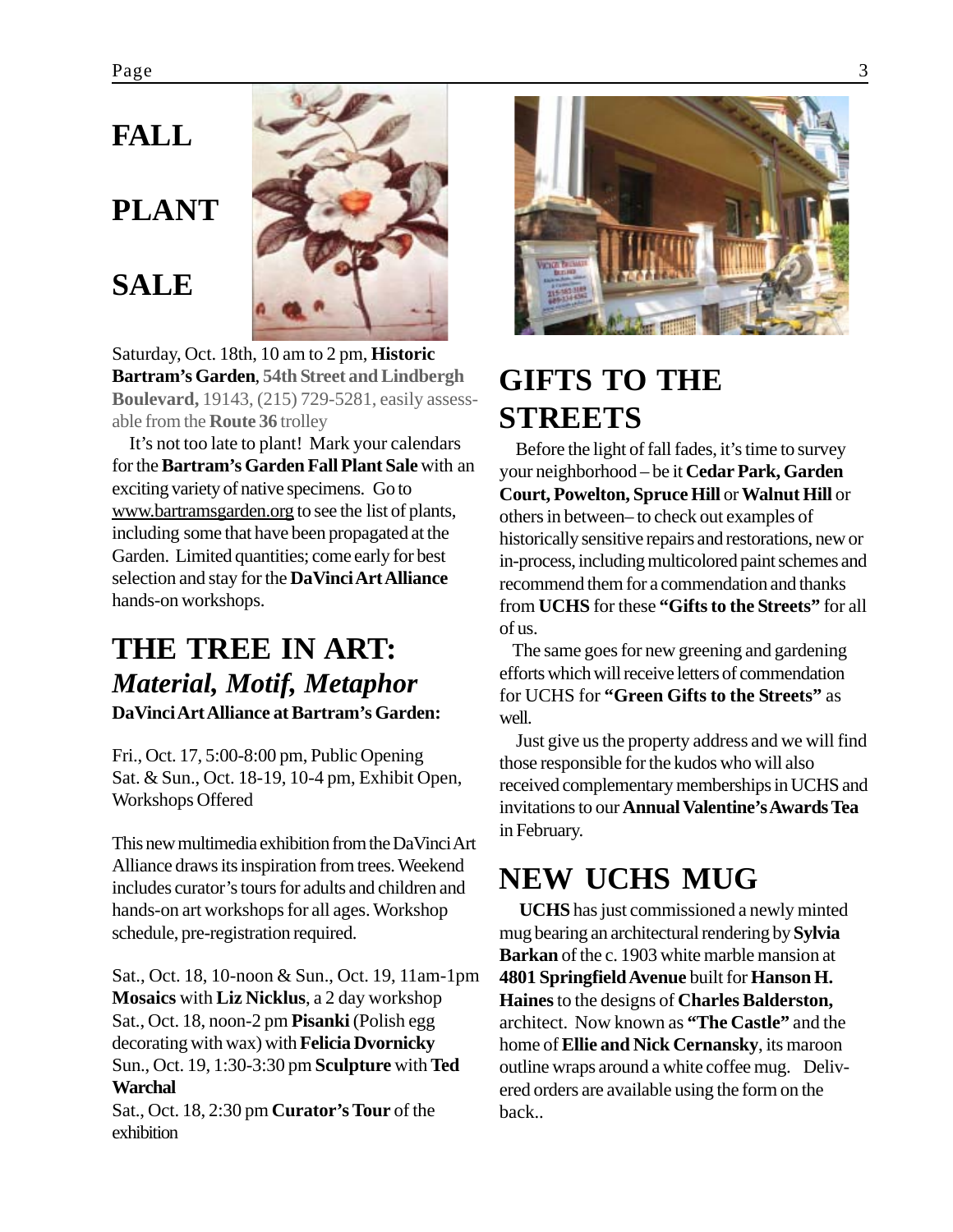# FALL PLANT SALE

Saturday, Oct. 18th, 10 am to 2 pm, **Historic Bartram's Garden**, **54th Street and Lindbergh Boulevard,** 19143, (215) 729-5281, easily assessable from the **Route 36** trolley

It's not too late to plant! Mark your calendars for the **Bartram's Garden Fall Plant Sale** with an exciting variety of native specimens. Go to www.bartramsgarden.org to see the list of plants, including some that have been propagated at the Garden. Limited quantities; come early for best selection and stay for the **DaVinci Art Alliance** hands-on workshops.

# THE TREE IN ART: *Material, Motif, Metaphor*

**DaVinci Art Alliance at Bartram's Garden:**

Fri., Oct. 17, 5:00-8:00 pm, Public Opening
Sat. & Sun., Oct. 18-19, 10-4 pm, Exhibit Open, Workshops Offered

This new multimedia exhibition from the DaVinci Art Alliance draws its inspiration from trees. Weekend includes curator's tours for adults and children and hands-on art workshops for all ages. Workshop schedule, pre-registration required.

Sat., Oct. 18, 10-noon & Sun., Oct. 19, 11am-1pm **Mosaics** with **Liz Nicklus**, a 2 day workshop
Sat., Oct. 18, noon-2 pm **Pisanki** (Polish egg decorating with wax) with **Felicia Dvornicky**
Sun., Oct. 19, 1:30-3:30 pm **Sculpture** with **Ted Warchal**
Sat., Oct. 18, 2:30 pm **Curator's Tour** of the exhibition

# GIFTS TO THE STREETS

Before the light of fall fades, it's time to survey your neighborhood – be it **Cedar Park, Garden Court, Powelton, Spruce Hill** or **Walnut Hill** or others in between– to check out examples of historically sensitive repairs and restorations, new or in-process, including multicolored paint schemes and recommend them for a commendation and thanks from **UCHS** for these **"Gifts to the Streets"** for all of us.

The same goes for new greening and gardening efforts which will receive letters of commendation for UCHS for **"Green Gifts to the Streets"** as well.

Just give us the property address and we will find those responsible for the kudos who will also received complementary memberships in UCHS and invitations to our **Annual Valentine's Awards Tea** in February.

# NEW UCHS MUG

**UCHS** has just commissioned a newly minted mug bearing an architectural rendering by **Sylvia Barkan** of the c. 1903 white marble mansion at **4801 Springfield Avenue** built for **Hanson H. Haines** to the designs of **Charles Balderston,** architect. Now known as **"The Castle"** and the home of **Ellie and Nick Cernansky**, its maroon outline wraps around a white coffee mug. Delivered orders are available using the form on the back..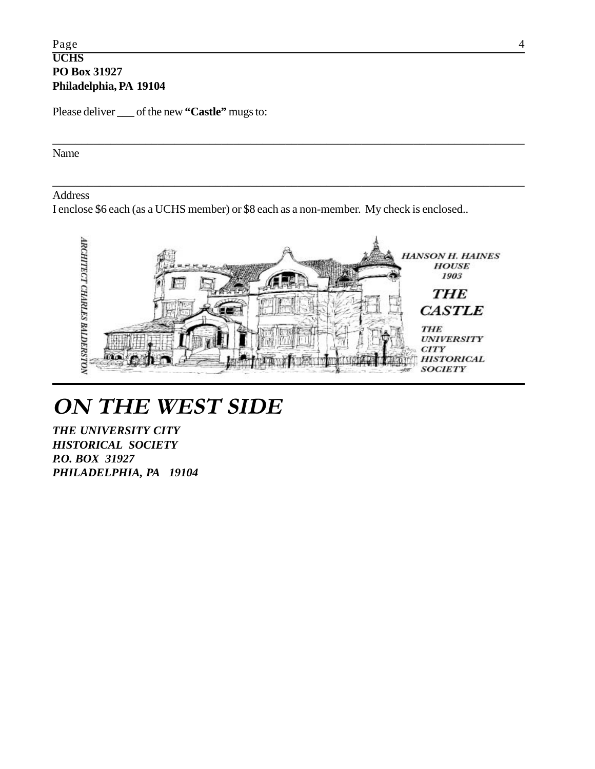**UCHS**
**PO Box 31927**
**Philadelphia, PA 19104**

Please deliver ___ of the new **"Castle"** mugs to:

_______________________________________________________________________________

Name

_______________________________________________________________________________

Address

I enclose $6 each (as a UCHS member) or $8 each as a non-member. My check is enclosed..

ARCHITECT CHARLES BALDERSTON

HANSON H. HAINES HOUSE 1903

THE CASTLE

THE UNIVERSITY CITY HISTORICAL SOCIETY

# *ON THE WEST SIDE*

***THE UNIVERSITY CITY HISTORICAL SOCIETY***
***P.O. BOX 31927***
***PHILADELPHIA, PA 19104***